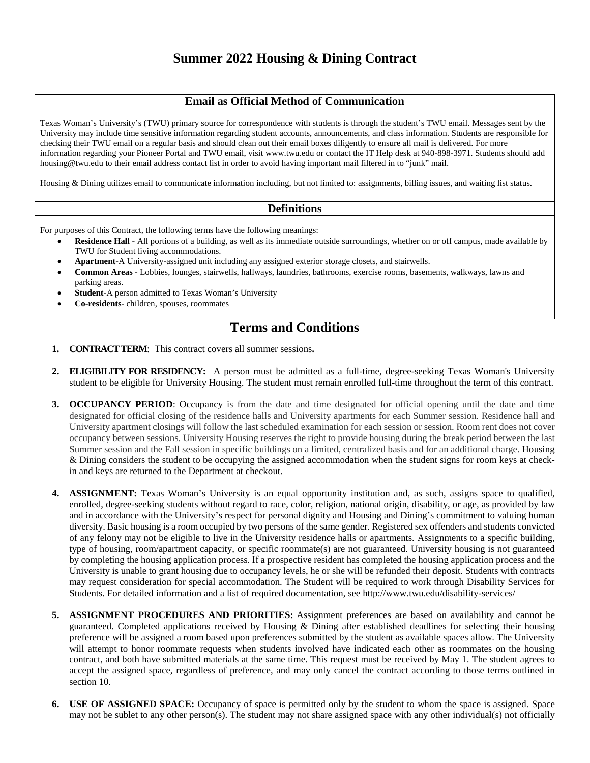# Summer 2022 Housing & Dining Contract

## Email as Official Method of Communication

Texas Woman's University's (TWU) primary source for correspondence with students is through the student's TWU email. Messages sent by the University may include time sensitive information regarding student accounts, announcements, and class information. Students are responsible for checking their TWU email on a regular basis and should clean out their email boxes diligently to ensure all mail is delivered. For more information regarding your Pioneer Portal and TWU email, visit www.twu.edu or contact the IT Help desk at 940-898-3971. Students should add housing@twu.edu to their email address contact list in order to avoid having important mail filtered in to "junk" mail.

Housing & Dining utilizes email to communicate information including, but not limited to: assignments, billing issues, and waiting list status.

## Definitions

For purposes of this Contract, the following terms have the following meanings:

- **Residence Hall** - All portions of a building, as well as its immediate outside surroundings, whether on or off campus, made available by TWU for Student living accommodations.
- **Apartment**-A University-assigned unit including any assigned exterior storage closets, and stairwells.
- **Common Areas** - Lobbies, lounges, stairwells, hallways, laundries, bathrooms, exercise rooms, basements, walkways, lawns and parking areas.
- **Student**-A person admitted to Texas Woman's University
- **Co-residents**- children, spouses, roommates

# Terms and Conditions

1. **CONTRACT TERM**: This contract covers all summer sessions**.**

2. **ELIGIBILITY FOR RESIDENCY:** A person must be admitted as a full-time, degree-seeking Texas Woman's University student to be eligible for University Housing. The student must remain enrolled full-time throughout the term of this contract.

3. **OCCUPANCY PERIOD**: Occupancy is from the date and time designated for official opening until the date and time designated for official closing of the residence halls and University apartments for each Summer session. Residence hall and University apartment closings will follow the last scheduled examination for each session or session. Room rent does not cover occupancy between sessions. University Housing reserves the right to provide housing during the break period between the last Summer session and the Fall session in specific buildings on a limited, centralized basis and for an additional charge. Housing & Dining considers the student to be occupying the assigned accommodation when the student signs for room keys at check-in and keys are returned to the Department at checkout.

4. **ASSIGNMENT:** Texas Woman's University is an equal opportunity institution and, as such, assigns space to qualified, enrolled, degree-seeking students without regard to race, color, religion, national origin, disability, or age, as provided by law and in accordance with the University's respect for personal dignity and Housing and Dining's commitment to valuing human diversity. Basic housing is a room occupied by two persons of the same gender. Registered sex offenders and students convicted of any felony may not be eligible to live in the University residence halls or apartments. Assignments to a specific building, type of housing, room/apartment capacity, or specific roommate(s) are not guaranteed. University housing is not guaranteed by completing the housing application process. If a prospective resident has completed the housing application process and the University is unable to grant housing due to occupancy levels, he or she will be refunded their deposit. Students with contracts may request consideration for special accommodation. The Student will be required to work through Disability Services for Students. For detailed information and a list of required documentation, see http://www.twu.edu/disability-services/

5. **ASSIGNMENT PROCEDURES AND PRIORITIES:** Assignment preferences are based on availability and cannot be guaranteed. Completed applications received by Housing & Dining after established deadlines for selecting their housing preference will be assigned a room based upon preferences submitted by the student as available spaces allow. The University will attempt to honor roommate requests when students involved have indicated each other as roommates on the housing contract, and both have submitted materials at the same time. This request must be received by May 1. The student agrees to accept the assigned space, regardless of preference, and may only cancel the contract according to those terms outlined in section 10.

6. **USE OF ASSIGNED SPACE:** Occupancy of space is permitted only by the student to whom the space is assigned. Space may not be sublet to any other person(s). The student may not share assigned space with any other individual(s) not officially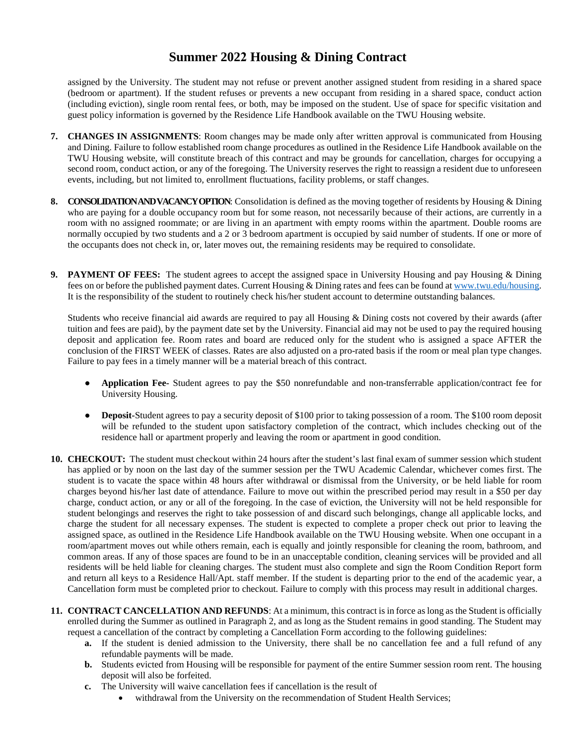assigned by the University. The student may not refuse or prevent another assigned student from residing in a shared space (bedroom or apartment). If the student refuses or prevents a new occupant from residing in a shared space, conduct action (including eviction), single room rental fees, or both, may be imposed on the student. Use of space for specific visitation and guest policy information is governed by the Residence Life Handbook available on the TWU Housing website.

7. **CHANGES IN ASSIGNMENTS**: Room changes may be made only after written approval is communicated from Housing and Dining. Failure to follow established room change procedures as outlined in the Residence Life Handbook available on the TWU Housing website, will constitute breach of this contract and may be grounds for cancellation, charges for occupying a second room, conduct action, or any of the foregoing. The University reserves the right to reassign a resident due to unforeseen events, including, but not limited to, enrollment fluctuations, facility problems, or staff changes.

8. **CONSOLIDATION AND VACANCY OPTION**: Consolidation is defined as the moving together of residents by Housing & Dining who are paying for a double occupancy room but for some reason, not necessarily because of their actions, are currently in a room with no assigned roommate; or are living in an apartment with empty rooms within the apartment. Double rooms are normally occupied by two students and a 2 or 3 bedroom apartment is occupied by said number of students. If one or more of the occupants does not check in, or, later moves out, the remaining residents may be required to consolidate.

9. **PAYMENT OF FEES:** The student agrees to accept the assigned space in University Housing and pay Housing & Dining fees on or before the published payment dates. Current Housing & Dining rates and fees can be found at www.twu.edu/housing. It is the responsibility of the student to routinely check his/her student account to determine outstanding balances.

   Students who receive financial aid awards are required to pay all Housing & Dining costs not covered by their awards (after tuition and fees are paid), by the payment date set by the University. Financial aid may not be used to pay the required housing deposit and application fee. Room rates and board are reduced only for the student who is assigned a space AFTER the conclusion of the FIRST WEEK of classes. Rates are also adjusted on a pro-rated basis if the room or meal plan type changes. Failure to pay fees in a timely manner will be a material breach of this contract.

   - **Application Fee-** Student agrees to pay the $50 nonrefundable and non-transferrable application/contract fee for University Housing.

   - **Deposit**-Student agrees to pay a security deposit of $100 prior to taking possession of a room. The $100 room deposit will be refunded to the student upon satisfactory completion of the contract, which includes checking out of the residence hall or apartment properly and leaving the room or apartment in good condition.

10. **CHECKOUT:** The student must checkout within 24 hours after the student's last final exam of summer session which student has applied or by noon on the last day of the summer session per the TWU Academic Calendar, whichever comes first. The student is to vacate the space within 48 hours after withdrawal or dismissal from the University, or be held liable for room charges beyond his/her last date of attendance. Failure to move out within the prescribed period may result in a $50 per day charge, conduct action, or any or all of the foregoing. In the case of eviction, the University will not be held responsible for student belongings and reserves the right to take possession of and discard such belongings, change all applicable locks, and charge the student for all necessary expenses. The student is expected to complete a proper check out prior to leaving the assigned space, as outlined in the Residence Life Handbook available on the TWU Housing website. When one occupant in a room/apartment moves out while others remain, each is equally and jointly responsible for cleaning the room, bathroom, and common areas. If any of those spaces are found to be in an unacceptable condition, cleaning services will be provided and all residents will be held liable for cleaning charges. The student must also complete and sign the Room Condition Report form and return all keys to a Residence Hall/Apt. staff member. If the student is departing prior to the end of the academic year, a Cancellation form must be completed prior to checkout. Failure to comply with this process may result in additional charges.

11. **CONTRACT CANCELLATION AND REFUNDS**: At a minimum, this contract is in force as long as the Student is officially enrolled during the Summer as outlined in Paragraph 2, and as long as the Student remains in good standing. The Student may request a cancellation of the contract by completing a Cancellation Form according to the following guidelines:
    a. If the student is denied admission to the University, there shall be no cancellation fee and a full refund of any refundable payments will be made.
    b. Students evicted from Housing will be responsible for payment of the entire Summer session room rent. The housing deposit will also be forfeited.
    c. The University will waive cancellation fees if cancellation is the result of
       - withdrawal from the University on the recommendation of Student Health Services;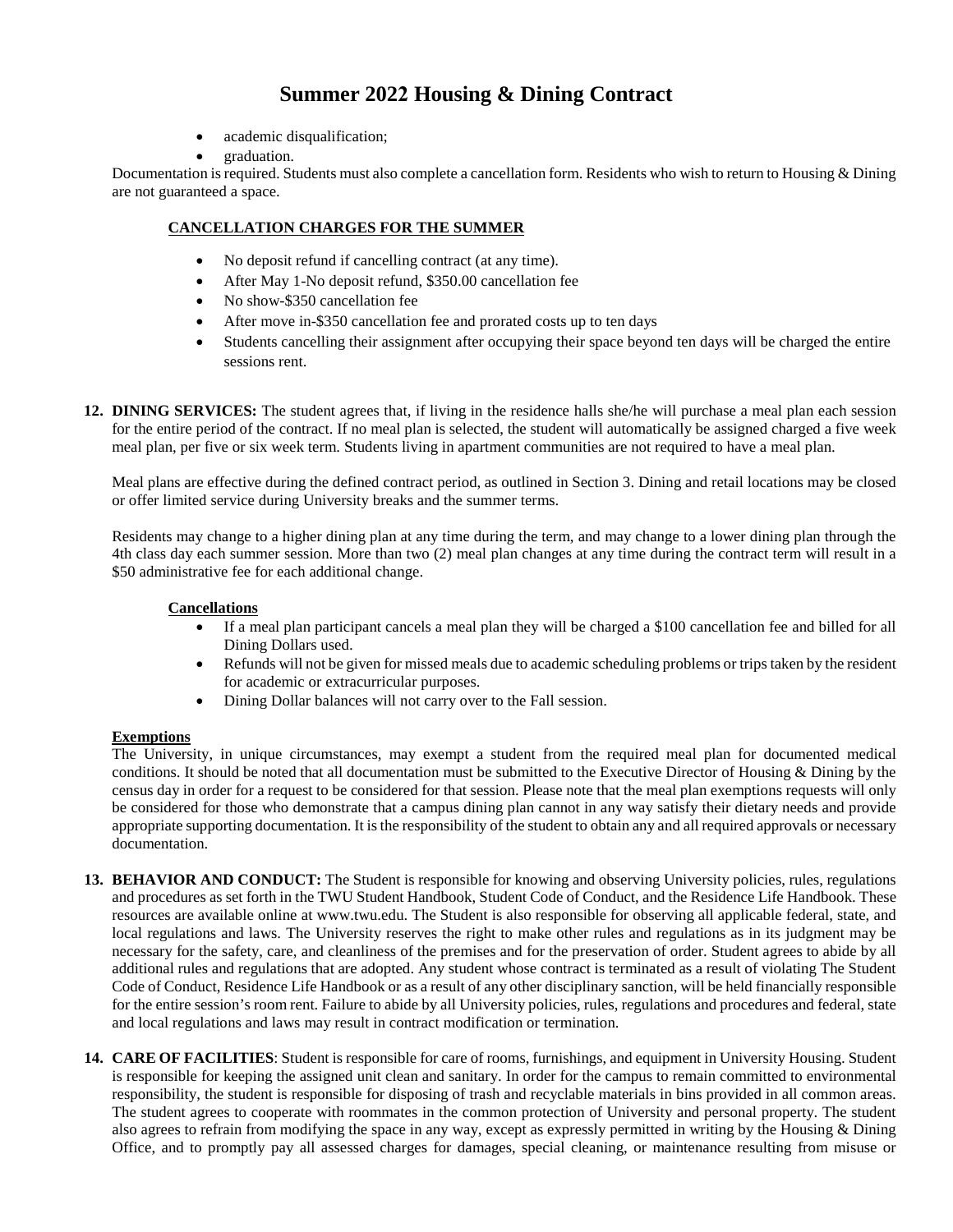# Summer 2022 Housing & Dining Contract

- academic disqualification;
- graduation.

Documentation is required. Students must also complete a cancellation form. Residents who wish to return to Housing & Dining are not guaranteed a space.

**CANCELLATION CHARGES FOR THE SUMMER**

- No deposit refund if cancelling contract (at any time).
- After May 1-No deposit refund, $350.00 cancellation fee
- No show-$350 cancellation fee
- After move in-$350 cancellation fee and prorated costs up to ten days
- Students cancelling their assignment after occupying their space beyond ten days will be charged the entire sessions rent.

**12. DINING SERVICES:** The student agrees that, if living in the residence halls she/he will purchase a meal plan each session for the entire period of the contract. If no meal plan is selected, the student will automatically be assigned charged a five week meal plan, per five or six week term. Students living in apartment communities are not required to have a meal plan.

Meal plans are effective during the defined contract period, as outlined in Section 3. Dining and retail locations may be closed or offer limited service during University breaks and the summer terms.

Residents may change to a higher dining plan at any time during the term, and may change to a lower dining plan through the 4th class day each summer session. More than two (2) meal plan changes at any time during the contract term will result in a $50 administrative fee for each additional change.

**Cancellations**

- If a meal plan participant cancels a meal plan they will be charged a $100 cancellation fee and billed for all Dining Dollars used.
- Refunds will not be given for missed meals due to academic scheduling problems or trips taken by the resident for academic or extracurricular purposes.
- Dining Dollar balances will not carry over to the Fall session.

**Exemptions**

The University, in unique circumstances, may exempt a student from the required meal plan for documented medical conditions. It should be noted that all documentation must be submitted to the Executive Director of Housing & Dining by the census day in order for a request to be considered for that session. Please note that the meal plan exemptions requests will only be considered for those who demonstrate that a campus dining plan cannot in any way satisfy their dietary needs and provide appropriate supporting documentation. It is the responsibility of the student to obtain any and all required approvals or necessary documentation.

**13. BEHAVIOR AND CONDUCT:** The Student is responsible for knowing and observing University policies, rules, regulations and procedures as set forth in the TWU Student Handbook, Student Code of Conduct, and the Residence Life Handbook. These resources are available online at www.twu.edu. The Student is also responsible for observing all applicable federal, state, and local regulations and laws. The University reserves the right to make other rules and regulations as in its judgment may be necessary for the safety, care, and cleanliness of the premises and for the preservation of order. Student agrees to abide by all additional rules and regulations that are adopted. Any student whose contract is terminated as a result of violating The Student Code of Conduct, Residence Life Handbook or as a result of any other disciplinary sanction, will be held financially responsible for the entire session's room rent. Failure to abide by all University policies, rules, regulations and procedures and federal, state and local regulations and laws may result in contract modification or termination.

**14. CARE OF FACILITIES**: Student is responsible for care of rooms, furnishings, and equipment in University Housing. Student is responsible for keeping the assigned unit clean and sanitary. In order for the campus to remain committed to environmental responsibility, the student is responsible for disposing of trash and recyclable materials in bins provided in all common areas. The student agrees to cooperate with roommates in the common protection of University and personal property. The student also agrees to refrain from modifying the space in any way, except as expressly permitted in writing by the Housing & Dining Office, and to promptly pay all assessed charges for damages, special cleaning, or maintenance resulting from misuse or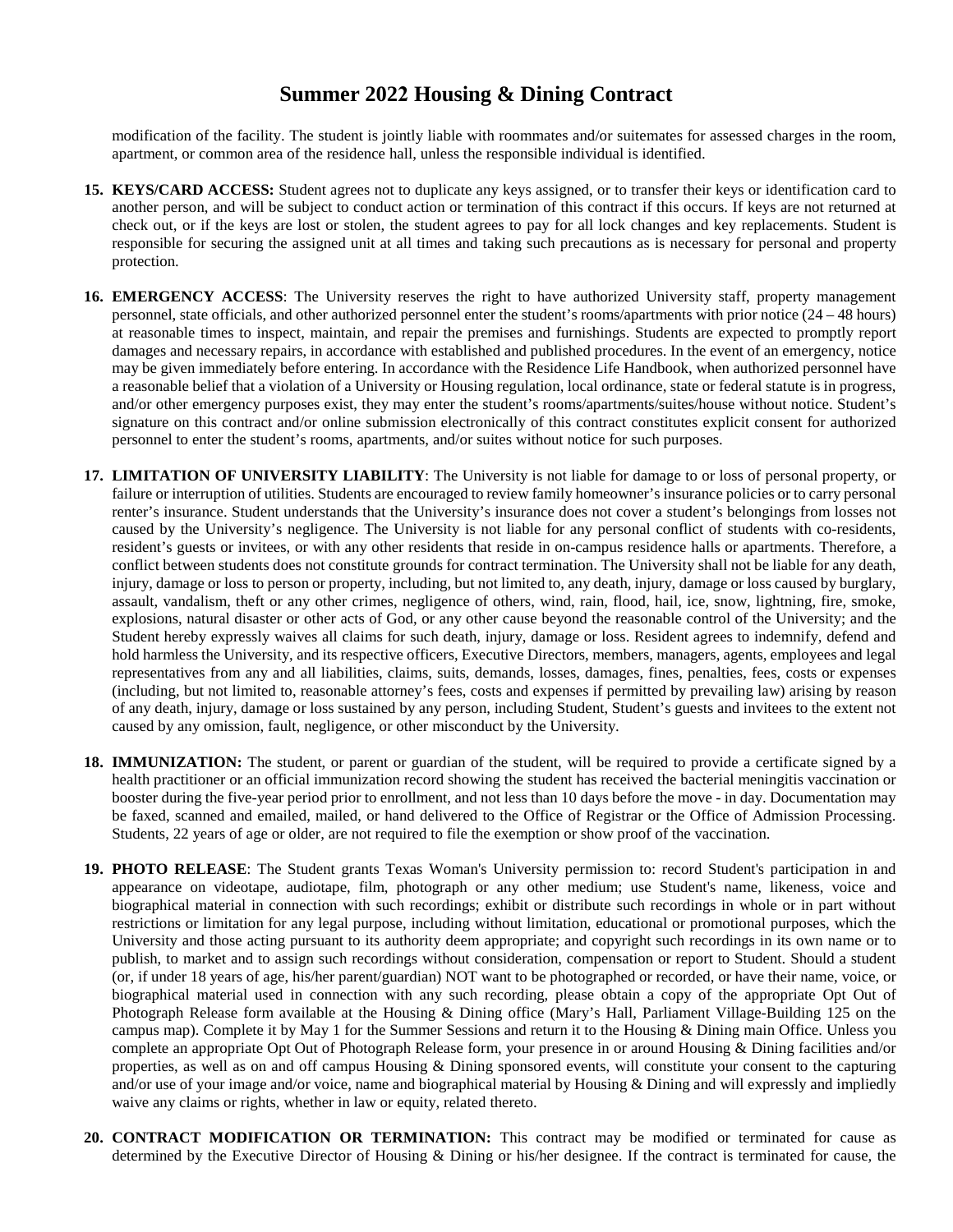modification of the facility. The student is jointly liable with roommates and/or suitemates for assessed charges in the room, apartment, or common area of the residence hall, unless the responsible individual is identified.

15. **KEYS/CARD ACCESS:** Student agrees not to duplicate any keys assigned, or to transfer their keys or identification card to another person, and will be subject to conduct action or termination of this contract if this occurs. If keys are not returned at check out, or if the keys are lost or stolen, the student agrees to pay for all lock changes and key replacements. Student is responsible for securing the assigned unit at all times and taking such precautions as is necessary for personal and property protection.

16. **EMERGENCY ACCESS**: The University reserves the right to have authorized University staff, property management personnel, state officials, and other authorized personnel enter the student's rooms/apartments with prior notice (24 – 48 hours) at reasonable times to inspect, maintain, and repair the premises and furnishings. Students are expected to promptly report damages and necessary repairs, in accordance with established and published procedures. In the event of an emergency, notice may be given immediately before entering. In accordance with the Residence Life Handbook, when authorized personnel have a reasonable belief that a violation of a University or Housing regulation, local ordinance, state or federal statute is in progress, and/or other emergency purposes exist, they may enter the student's rooms/apartments/suites/house without notice. Student's signature on this contract and/or online submission electronically of this contract constitutes explicit consent for authorized personnel to enter the student's rooms, apartments, and/or suites without notice for such purposes.

17. **LIMITATION OF UNIVERSITY LIABILITY**: The University is not liable for damage to or loss of personal property, or failure or interruption of utilities. Students are encouraged to review family homeowner's insurance policies or to carry personal renter's insurance. Student understands that the University's insurance does not cover a student's belongings from losses not caused by the University's negligence. The University is not liable for any personal conflict of students with co-residents, resident's guests or invitees, or with any other residents that reside in on-campus residence halls or apartments. Therefore, a conflict between students does not constitute grounds for contract termination. The University shall not be liable for any death, injury, damage or loss to person or property, including, but not limited to, any death, injury, damage or loss caused by burglary, assault, vandalism, theft or any other crimes, negligence of others, wind, rain, flood, hail, ice, snow, lightning, fire, smoke, explosions, natural disaster or other acts of God, or any other cause beyond the reasonable control of the University; and the Student hereby expressly waives all claims for such death, injury, damage or loss. Resident agrees to indemnify, defend and hold harmless the University, and its respective officers, Executive Directors, members, managers, agents, employees and legal representatives from any and all liabilities, claims, suits, demands, losses, damages, fines, penalties, fees, costs or expenses (including, but not limited to, reasonable attorney's fees, costs and expenses if permitted by prevailing law) arising by reason of any death, injury, damage or loss sustained by any person, including Student, Student's guests and invitees to the extent not caused by any omission, fault, negligence, or other misconduct by the University.

18. **IMMUNIZATION:** The student, or parent or guardian of the student, will be required to provide a certificate signed by a health practitioner or an official immunization record showing the student has received the bacterial meningitis vaccination or booster during the five-year period prior to enrollment, and not less than 10 days before the move - in day. Documentation may be faxed, scanned and emailed, mailed, or hand delivered to the Office of Registrar or the Office of Admission Processing. Students, 22 years of age or older, are not required to file the exemption or show proof of the vaccination.

19. **PHOTO RELEASE**: The Student grants Texas Woman's University permission to: record Student's participation in and appearance on videotape, audiotape, film, photograph or any other medium; use Student's name, likeness, voice and biographical material in connection with such recordings; exhibit or distribute such recordings in whole or in part without restrictions or limitation for any legal purpose, including without limitation, educational or promotional purposes, which the University and those acting pursuant to its authority deem appropriate; and copyright such recordings in its own name or to publish, to market and to assign such recordings without consideration, compensation or report to Student. Should a student (or, if under 18 years of age, his/her parent/guardian) NOT want to be photographed or recorded, or have their name, voice, or biographical material used in connection with any such recording, please obtain a copy of the appropriate Opt Out of Photograph Release form available at the Housing & Dining office (Mary's Hall, Parliament Village-Building 125 on the campus map). Complete it by May 1 for the Summer Sessions and return it to the Housing & Dining main Office. Unless you complete an appropriate Opt Out of Photograph Release form, your presence in or around Housing & Dining facilities and/or properties, as well as on and off campus Housing & Dining sponsored events, will constitute your consent to the capturing and/or use of your image and/or voice, name and biographical material by Housing & Dining and will expressly and impliedly waive any claims or rights, whether in law or equity, related thereto.

20. **CONTRACT MODIFICATION OR TERMINATION:** This contract may be modified or terminated for cause as determined by the Executive Director of Housing & Dining or his/her designee. If the contract is terminated for cause, the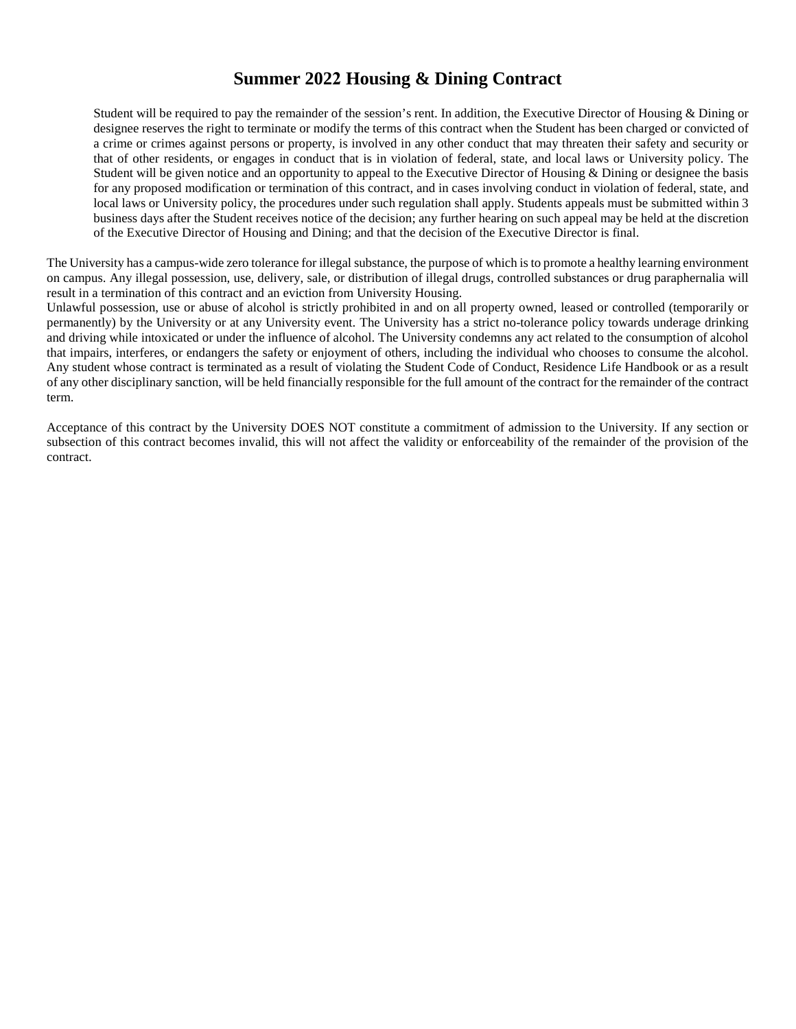# Summary 2022 Housing & Dining Contract

Student will be required to pay the remainder of the session's rent. In addition, the Executive Director of Housing & Dining or designee reserves the right to terminate or modify the terms of this contract when the Student has been charged or convicted of a crime or crimes against persons or property, is involved in any other conduct that may threaten their safety and security or that of other residents, or engages in conduct that is in violation of federal, state, and local laws or University policy. The Student will be given notice and an opportunity to appeal to the Executive Director of Housing & Dining or designee the basis for any proposed modification or termination of this contract, and in cases involving conduct in violation of federal, state, and local laws or University policy, the procedures under such regulation shall apply. Students appeals must be submitted within 3 business days after the Student receives notice of the decision; any further hearing on such appeal may be held at the discretion of the Executive Director of Housing and Dining; and that the decision of the Executive Director is final.

The University has a campus-wide zero tolerance for illegal substance, the purpose of which is to promote a healthy learning environment on campus. Any illegal possession, use, delivery, sale, or distribution of illegal drugs, controlled substances or drug paraphernalia will result in a termination of this contract and an eviction from University Housing.
Unlawful possession, use or abuse of alcohol is strictly prohibited in and on all property owned, leased or controlled (temporarily or permanently) by the University or at any University event. The University has a strict no-tolerance policy towards underage drinking and driving while intoxicated or under the influence of alcohol. The University condemns any act related to the consumption of alcohol that impairs, interferes, or endangers the safety or enjoyment of others, including the individual who chooses to consume the alcohol. Any student whose contract is terminated as a result of violating the Student Code of Conduct, Residence Life Handbook or as a result of any other disciplinary sanction, will be held financially responsible for the full amount of the contract for the remainder of the contract term.

Acceptance of this contract by the University DOES NOT constitute a commitment of admission to the University. If any section or subsection of this contract becomes invalid, this will not affect the validity or enforceability of the remainder of the provision of the contract.

# Summer 2022 Housing & Dining Contract

Student will be required to pay the remainder of the session's rent. In addition, the Executive Director of Housing & Dining or designee reserves the right to terminate or modify the terms of this contract when the Student has been charged or convicted of a crime or crimes against persons or property, is involved in any other conduct that may threaten their safety and security or that of other residents, or engages in conduct that is in violation of federal, state, and local laws or University policy. The Student will be given notice and an opportunity to appeal to the Executive Director of Housing & Dining or designee the basis for any proposed modification or termination of this contract, and in cases involving conduct in violation of federal, state, and local laws or University policy, the procedures under such regulation shall apply. Students appeals must be submitted within 3 business days after the Student receives notice of the decision; any further hearing on such appeal may be held at the discretion of the Executive Director of Housing and Dining; and that the decision of the Executive Director is final.

The University has a campus-wide zero tolerance for illegal substance, the purpose of which is to promote a healthy learning environment on campus. Any illegal possession, use, delivery, sale, or distribution of illegal drugs, controlled substances or drug paraphernalia will result in a termination of this contract and an eviction from University Housing.
Unlawful possession, use or abuse of alcohol is strictly prohibited in and on all property owned, leased or controlled (temporarily or permanently) by the University or at any University event. The University has a strict no-tolerance policy towards underage drinking and driving while intoxicated or under the influence of alcohol. The University condemns any act related to the consumption of alcohol that impairs, interferes, or endangers the safety or enjoyment of others, including the individual who chooses to consume the alcohol. Any student whose contract is terminated as a result of violating the Student Code of Conduct, Residence Life Handbook or as a result of any other disciplinary sanction, will be held financially responsible for the full amount of the contract for the remainder of the contract term.

Acceptance of this contract by the University DOES NOT constitute a commitment of admission to the University. If any section or subsection of this contract becomes invalid, this will not affect the validity or enforceability of the remainder of the provision of the contract.